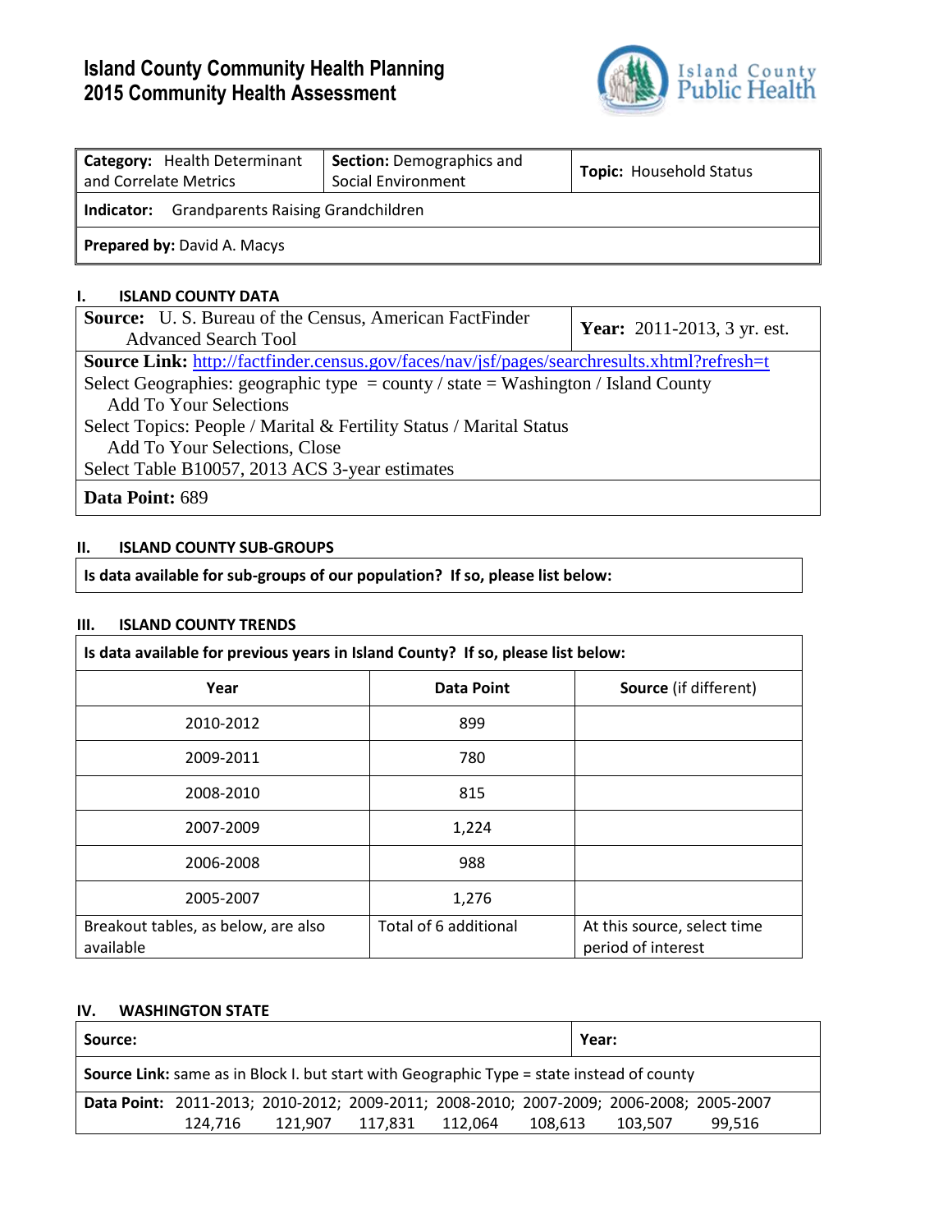# Island County Community Health Planning
# 2015 Community Health Assessment

| **Category:** Health Determinant and Correlate Metrics | **Section:** Demographics and Social Environment | **Topic:** Household Status |
|---|---|---|
| **Indicator:** Grandparents Raising Grandchildren | | |
| **Prepared by:** David A. Macys | | |

## I. ISLAND COUNTY DATA

| **Source:** U. S. Bureau of the Census, American FactFinder Advanced Search Tool | **Year:** 2011-2013, 3 yr. est. |
|---|---|
| **Source Link:** http://factfinder.census.gov/faces/nav/jsf/pages/searchresults.xhtml?refresh=t<br>Select Geographies: geographic type = county / state = Washington / Island County<br>Add To Your Selections<br>Select Topics: People / Marital & Fertility Status / Marital Status<br>Add To Your Selections, Close<br>Select Table B10057, 2013 ACS 3-year estimates | |
| **Data Point:** 689 | |

## II. ISLAND COUNTY SUB-GROUPS

**Is data available for sub-groups of our population? If so, please list below:**

## III. ISLAND COUNTY TRENDS

**Is data available for previous years in Island County? If so, please list below:**

| Year | Data Point | Source (if different) |
|---|---|---|
| 2010-2012 | 899 | |
| 2009-2011 | 780 | |
| 2008-2010 | 815 | |
| 2007-2009 | 1,224 | |
| 2006-2008 | 988 | |
| 2005-2007 | 1,276 | |
| Breakout tables, as below, are also available | Total of 6 additional | At this source, select time period of interest |

## IV. WASHINGTON STATE

| **Source:** | **Year:** |
|---|---|
| **Source Link:** same as in Block I. but start with Geographic Type = state instead of county | |
| **Data Point:** 2011-2013; 2010-2012; 2009-2011; 2008-2010; 2007-2009; 2006-2008; 2005-2007<br>124,716 121,907 117,831 112,064 108,613 103,507 99,516 | |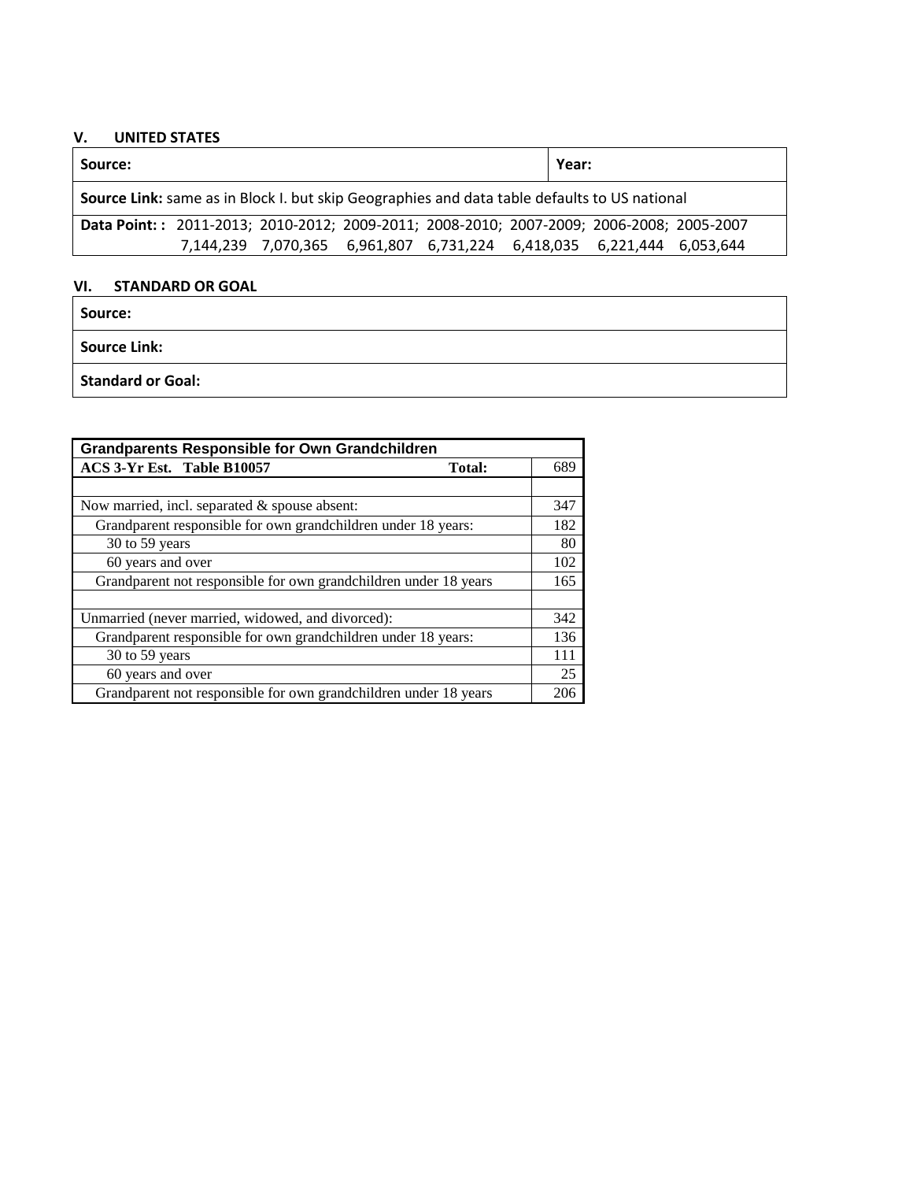### V. UNITED STATES

| Source: | Year: |
|---|---|
| **Source Link:** same as in Block I. but skip Geographies and data table defaults to US national | |
| **Data Point: :** 2011-2013; 2010-2012; 2009-2011; 2008-2010; 2007-2009; 2006-2008; 2005-2007<br>7,144,239 7,070,365 6,961,807 6,731,224 6,418,035 6,221,444 6,053,644 | |

### VI. STANDARD OR GOAL

| |
|---|
| **Source:** |
| **Source Link:** |
| **Standard or Goal:** |

| Grandparents Responsible for Own Grandchildren | |
|---|---|
| **ACS 3-Yr Est. Table B10057** **Total:** | 689 |
| | |
| Now married, incl. separated & spouse absent: | 347 |
| Grandparent responsible for own grandchildren under 18 years: | 182 |
| 30 to 59 years | 80 |
| 60 years and over | 102 |
| Grandparent not responsible for own grandchildren under 18 years | 165 |
| | |
| Unmarried (never married, widowed, and divorced): | 342 |
| Grandparent responsible for own grandchildren under 18 years: | 136 |
| 30 to 59 years | 111 |
| 60 years and over | 25 |
| Grandparent not responsible for own grandchildren under 18 years | 206 |